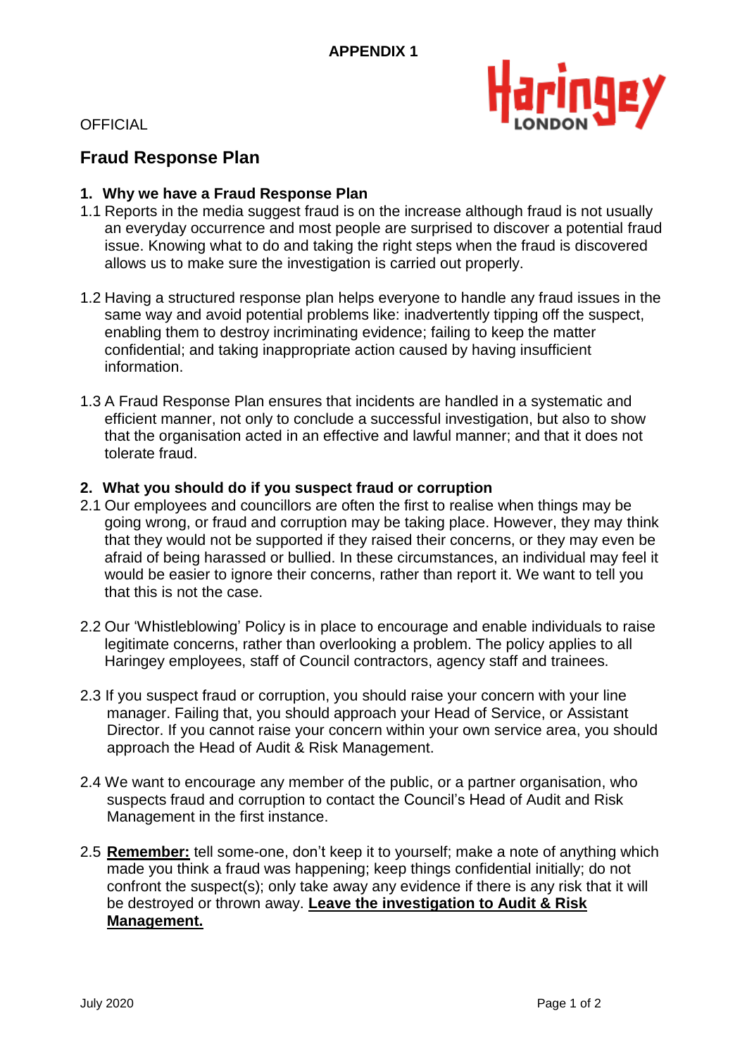**APPENDIX 1**

OFFICIAL

# Fraud Response Plan

## 1. Why we have a Fraud Response Plan

1.1 Reports in the media suggest fraud is on the increase although fraud is not usually an everyday occurrence and most people are surprised to discover a potential fraud issue. Knowing what to do and taking the right steps when the fraud is discovered allows us to make sure the investigation is carried out properly.

1.2 Having a structured response plan helps everyone to handle any fraud issues in the same way and avoid potential problems like: inadvertently tipping off the suspect, enabling them to destroy incriminating evidence; failing to keep the matter confidential; and taking inappropriate action caused by having insufficient information.

1.3 A Fraud Response Plan ensures that incidents are handled in a systematic and efficient manner, not only to conclude a successful investigation, but also to show that the organisation acted in an effective and lawful manner; and that it does not tolerate fraud.

## 2. What you should do if you suspect fraud or corruption

2.1 Our employees and councillors are often the first to realise when things may be going wrong, or fraud and corruption may be taking place. However, they may think that they would not be supported if they raised their concerns, or they may even be afraid of being harassed or bullied. In these circumstances, an individual may feel it would be easier to ignore their concerns, rather than report it. We want to tell you that this is not the case.

2.2 Our 'Whistleblowing' Policy is in place to encourage and enable individuals to raise legitimate concerns, rather than overlooking a problem. The policy applies to all Haringey employees, staff of Council contractors, agency staff and trainees.

2.3 If you suspect fraud or corruption, you should raise your concern with your line manager. Failing that, you should approach your Head of Service, or Assistant Director. If you cannot raise your concern within your own service area, you should approach the Head of Audit & Risk Management.

2.4 We want to encourage any member of the public, or a partner organisation, who suspects fraud and corruption to contact the Council's Head of Audit and Risk Management in the first instance.

2.5 **Remember:** tell some-one, don't keep it to yourself; make a note of anything which made you think a fraud was happening; keep things confidential initially; do not confront the suspect(s); only take away any evidence if there is any risk that it will be destroyed or thrown away. **Leave the investigation to Audit & Risk Management.**

July 2020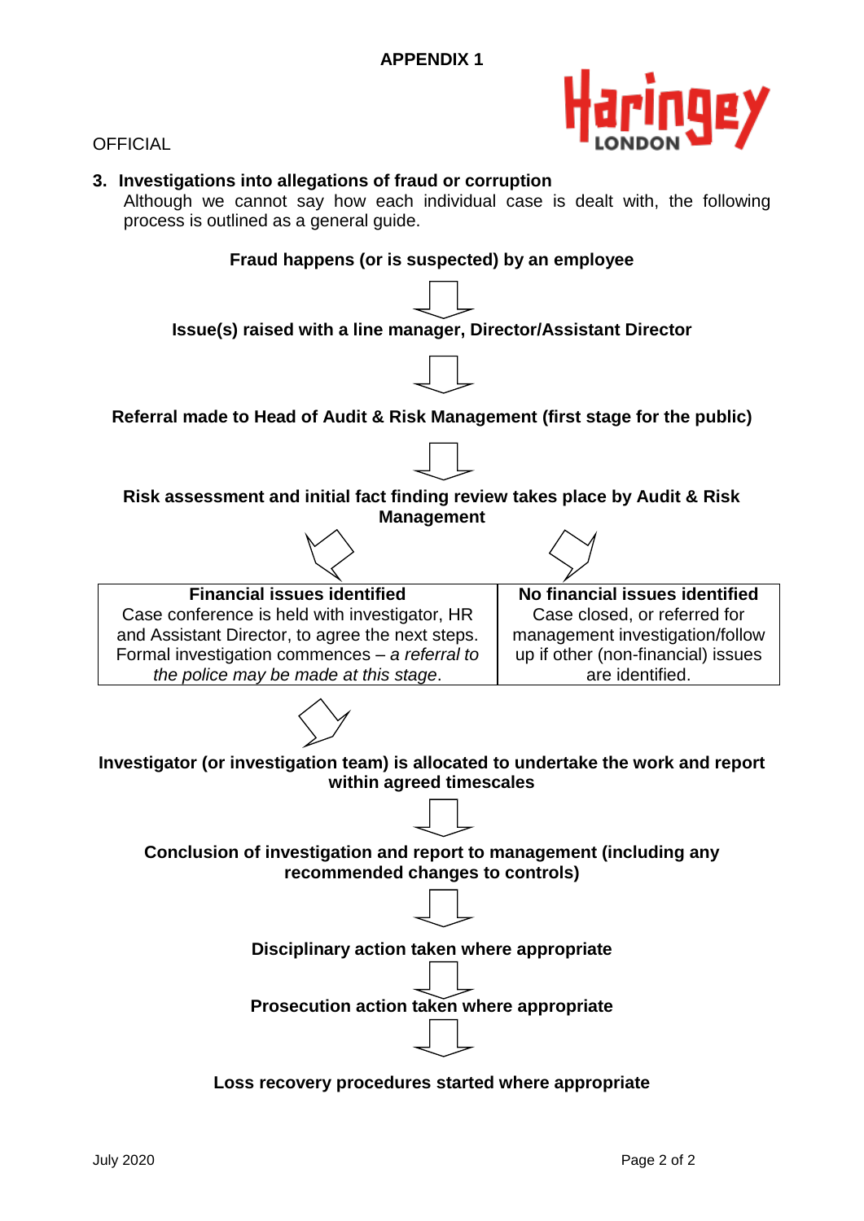APPENDIX 1

OFFICIAL

### 3. Investigations into allegations of fraud or corruption

Although we cannot say how each individual case is dealt with, the following process is outlined as a general guide.

**Fraud happens (or is suspected) by an employee**

**Issue(s) raised with a line manager, Director/Assistant Director**

**Referral made to Head of Audit & Risk Management (first stage for the public)**

**Risk assessment and initial fact finding review takes place by Audit & Risk Management**

| **Financial issues identified** | **No financial issues identified** |
|---|---|
| Case conference is held with investigator, HR and Assistant Director, to agree the next steps. Formal investigation commences – *a referral to the police may be made at this stage*. | Case closed, or referred for management investigation/follow up if other (non-financial) issues are identified. |

**Investigator (or investigation team) is allocated to undertake the work and report within agreed timescales**

**Conclusion of investigation and report to management (including any recommended changes to controls)**

**Disciplinary action taken where appropriate**

**Prosecution action taken where appropriate**

**Loss recovery procedures started where appropriate**

July 2020